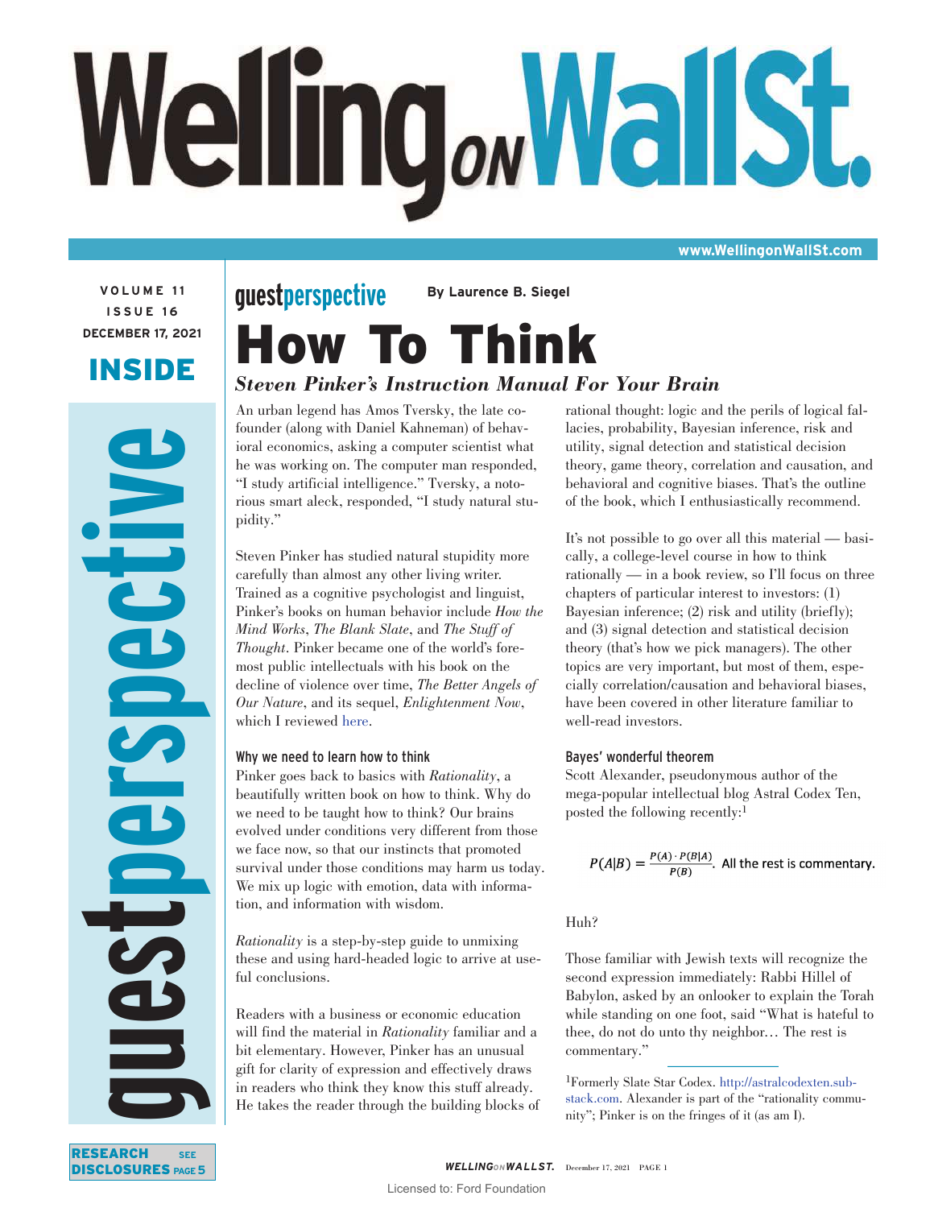# Welling on WallSt.

www.WellingonWallSt.com

VOLUME 11
ISSUE 16
DECEMBER 17, 2021

INSIDE

guestperspective

RESEARCH DISCLOSURES SEE PAGE 5

guestperspective **By Laurence B. Siegel**

# How To Think

## *Steven Pinker's Instruction Manual For Your Brain*

An urban legend has Amos Tversky, the late co-founder (along with Daniel Kahneman) of behavioral economics, asking a computer scientist what he was working on. The computer man responded, "I study artificial intelligence." Tversky, a notorious smart aleck, responded, "I study natural stupidity."

Steven Pinker has studied natural stupidity more carefully than almost any other living writer. Trained as a cognitive psychologist and linguist, Pinker's books on human behavior include *How the Mind Works*, *The Blank Slate*, and *The Stuff of Thought*. Pinker became one of the world's foremost public intellectuals with his book on the decline of violence over time, *The Better Angels of Our Nature*, and its sequel, *Enlightenment Now*, which I reviewed here.

### Why we need to learn how to think

Pinker goes back to basics with *Rationality*, a beautifully written book on how to think. Why do we need to be taught how to think? Our brains evolved under conditions very different from those we face now, so that our instincts that promoted survival under those conditions may harm us today. We mix up logic with emotion, data with information, and information with wisdom.

*Rationality* is a step-by-step guide to unmixing these and using hard-headed logic to arrive at useful conclusions.

Readers with a business or economic education will find the material in *Rationality* familiar and a bit elementary. However, Pinker has an unusual gift for clarity of expression and effectively draws in readers who think they know this stuff already. He takes the reader through the building blocks of rational thought: logic and the perils of logical fallacies, probability, Bayesian inference, risk and utility, signal detection and statistical decision theory, game theory, correlation and causation, and behavioral and cognitive biases. That's the outline of the book, which I enthusiastically recommend.

It's not possible to go over all this material — basically, a college-level course in how to think rationally — in a book review, so I'll focus on three chapters of particular interest to investors: (1) Bayesian inference; (2) risk and utility (briefly); and (3) signal detection and statistical decision theory (that's how we pick managers). The other topics are very important, but most of them, especially correlation/causation and behavioral biases, have been covered in other literature familiar to well-read investors.

### Bayes' wonderful theorem

Scott Alexander, pseudonymous author of the mega-popular intellectual blog Astral Codex Ten, posted the following recently:[1]

$$P(A|B) = \frac{P(A) \cdot P(B|A)}{P(B)}.$$ All the rest is commentary.

Huh?

Those familiar with Jewish texts will recognize the second expression immediately: Rabbi Hillel of Babylon, asked by an onlooker to explain the Torah while standing on one foot, said "What is hateful to thee, do not do unto thy neighbor… The rest is commentary."

[1]Formerly Slate Star Codex. http://astralcodexten.substack.com. Alexander is part of the "rationality community"; Pinker is on the fringes of it (as am I).

Licensed to: Ford Foundation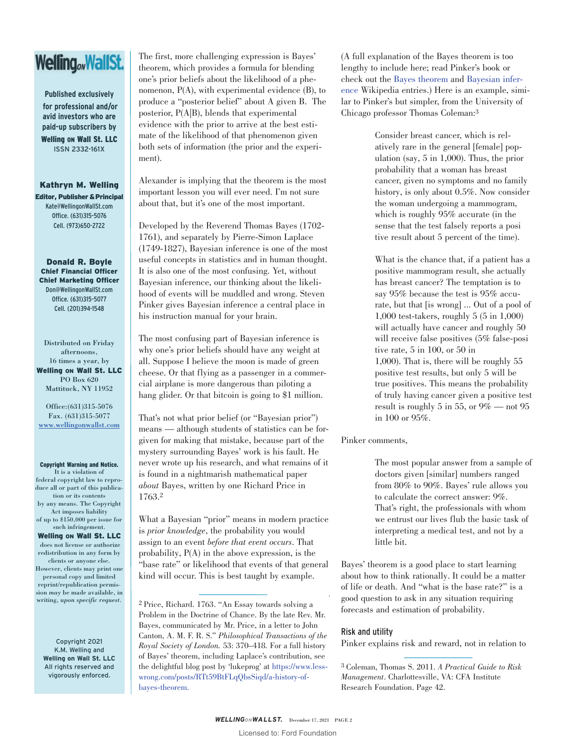The first, more challenging expression is Bayes' theorem, which provides a formula for blending one's prior beliefs about the likelihood of a phenomenon, P(A), with experimental evidence (B), to produce a "posterior belief" about A given B. The posterior, P(A|B), blends that experimental evidence with the prior to arrive at the best estimate of the likelihood of that phenomenon given both sets of information (the prior and the experiment).

Alexander is implying that the theorem is the most important lesson you will ever need. I'm not sure about that, but it's one of the most important.

Developed by the Reverend Thomas Bayes (1702-1761), and separately by Pierre-Simon Laplace (1749-1827), Bayesian inference is one of the most useful concepts in statistics and in human thought. It is also one of the most confusing. Yet, without Bayesian inference, our thinking about the likelihood of events will be muddled and wrong. Steven Pinker gives Bayesian inference a central place in his instruction manual for your brain.

The most confusing part of Bayesian inference is why one's prior beliefs should have any weight at all. Suppose I believe the moon is made of green cheese. Or that flying as a passenger in a commercial airplane is more dangerous than piloting a hang glider. Or that bitcoin is going to $1 million.

That's not what prior belief (or "Bayesian prior") means — although students of statistics can be forgiven for making that mistake, because part of the mystery surrounding Bayes' work is his fault. He never wrote up his research, and what remains of it is found in a nightmarish mathematical paper *about* Bayes, written by one Richard Price in 1763.[2]

What a Bayesian "prior" means in modern practice is *prior knowledge*, the probability you would assign to an event *before that event occurs*. That probability, P(A) in the above expression, is the "base rate" or likelihood that events of that general kind will occur. This is best taught by example.

(A full explanation of the Bayes theorem is too lengthy to include here; read Pinker's book or check out the Bayes theorem and Bayesian inference Wikipedia entries.) Here is an example, similar to Pinker's but simpler, from the University of Chicago professor Thomas Coleman:[3]

> Consider breast cancer, which is relatively rare in the general [female] population (say, 5 in 1,000). Thus, the prior probability that a woman has breast cancer, given no symptoms and no family history, is only about 0.5%. Now consider the woman undergoing a mammogram, which is roughly 95% accurate (in the sense that the test falsely reports a positive result about 5 percent of the time).
>
> What is the chance that, if a patient has a positive mammogram result, she actually has breast cancer? The temptation is to say 95% because the test is 95% accurate, but that [is wrong] ... Out of a pool of 1,000 test-takers, roughly 5 (5 in 1,000) will actually have cancer and roughly 50 will receive false positives (5% false-positive rate, 5 in 100, or 50 in 1,000). That is, there will be roughly 55 positive test results, but only 5 will be true positives. This means the probability of truly having cancer given a positive test result is roughly 5 in 55, or 9% — not 95 in 100 or 95%.

Pinker comments,

> The most popular answer from a sample of doctors given [similar] numbers ranged from 80% to 90%. Bayes' rule allows you to calculate the correct answer: 9%. That's right, the professionals with whom we entrust our lives flub the basic task of interpreting a medical test, and not by a little bit.

Bayes' theorem is a good place to start learning about how to think rationally. It could be a matter of life or death. And "what is the base rate?" is a good question to ask in any situation requiring forecasts and estimation of probability.

## Risk and utility

Pinker explains risk and reward, not in relation to

---

[2] Price, Richard. 1763. "An Essay towards solving a Problem in the Doctrine of Chance. By the late Rev. Mr. Bayes, communicated by Mr. Price, in a letter to John Canton, A. M. F. R. S." *Philosophical Transactions of the Royal Society of London.* 53: 370–418. For a full history of Bayes' theorem, including Laplace's contribution, see the delightful blog post by 'lukeprog' at https://www.lesswrong.com/posts/RTt59BtFLqQbsSiqd/a-history-of-bayes-theorem.

[3] Coleman, Thomas S. 2011. *A Practical Guide to Risk Management*. Charlottesville, VA: CFA Institute Research Foundation. Page 42.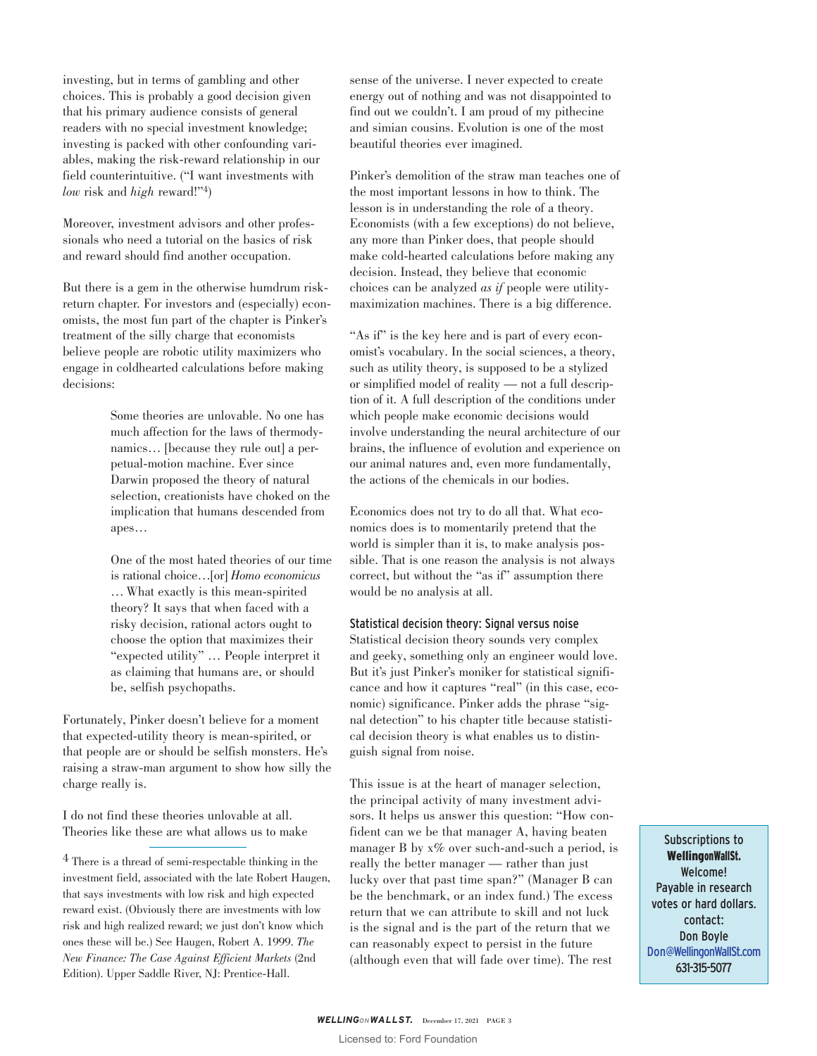investing, but in terms of gambling and other choices. This is probably a good decision given that his primary audience consists of general readers with no special investment knowledge; investing is packed with other confounding variables, making the risk-reward relationship in our field counterintuitive. ("I want investments with *low* risk and *high* reward!"[4])

Moreover, investment advisors and other professionals who need a tutorial on the basics of risk and reward should find another occupation.

But there is a gem in the otherwise humdrum risk-return chapter. For investors and (especially) economists, the most fun part of the chapter is Pinker's treatment of the silly charge that economists believe people are robotic utility maximizers who engage in coldhearted calculations before making decisions:

> Some theories are unlovable. No one has much affection for the laws of thermodynamics… [because they rule out] a perpetual-motion machine. Ever since Darwin proposed the theory of natural selection, creationists have choked on the implication that humans descended from apes…
>
> One of the most hated theories of our time is rational choice…[or] *Homo economicus* … What exactly is this mean-spirited theory? It says that when faced with a risky decision, rational actors ought to choose the option that maximizes their "expected utility" … People interpret it as claiming that humans are, or should be, selfish psychopaths.

Fortunately, Pinker doesn't believe for a moment that expected-utility theory is mean-spirited, or that people are or should be selfish monsters. He's raising a straw-man argument to show how silly the charge really is.

I do not find these theories unlovable at all. Theories like these are what allows us to make sense of the universe. I never expected to create energy out of nothing and was not disappointed to find out we couldn't. I am proud of my pithecine and simian cousins. Evolution is one of the most beautiful theories ever imagined.

Pinker's demolition of the straw man teaches one of the most important lessons in how to think. The lesson is in understanding the role of a theory. Economists (with a few exceptions) do not believe, any more than Pinker does, that people should make cold-hearted calculations before making any decision. Instead, they believe that economic choices can be analyzed *as if* people were utility-maximization machines. There is a big difference.

"As if" is the key here and is part of every economist's vocabulary. In the social sciences, a theory, such as utility theory, is supposed to be a stylized or simplified model of reality — not a full description of it. A full description of the conditions under which people make economic decisions would involve understanding the neural architecture of our brains, the influence of evolution and experience on our animal natures and, even more fundamentally, the actions of the chemicals in our bodies.

Economics does not try to do all that. What economics does is to momentarily pretend that the world is simpler than it is, to make analysis possible. That is one reason the analysis is not always correct, but without the "as if" assumption there would be no analysis at all.

### Statistical decision theory: Signal versus noise

Statistical decision theory sounds very complex and geeky, something only an engineer would love. But it's just Pinker's moniker for statistical significance and how it captures "real" (in this case, economic) significance. Pinker adds the phrase "signal detection" to his chapter title because statistical decision theory is what enables us to distinguish signal from noise.

This issue is at the heart of manager selection, the principal activity of many investment advisors. It helps us answer this question: "How confident can we be that manager A, having beaten manager B by x% over such-and-such a period, is really the better manager — rather than just lucky over that past time span?" (Manager B can be the benchmark, or an index fund.) The excess return that we can attribute to skill and not luck is the signal and is the part of the return that we can reasonably expect to persist in the future (although even that will fade over time). The rest

---

[4] There is a thread of semi-respectable thinking in the investment field, associated with the late Robert Haugen, that says investments with low risk and high expected reward exist. (Obviously there are investments with low risk and high realized reward; we just don't know which ones these will be.) See Haugen, Robert A. 1999. *The New Finance: The Case Against Efficient Markets* (2nd Edition). Upper Saddle River, NJ: Prentice-Hall.

---

Subscriptions to **WellingonWallSt.** Welcome!
Payable in research votes or hard dollars.
contact:
Don Boyle
Don@WellingonWallSt.com
631-315-5077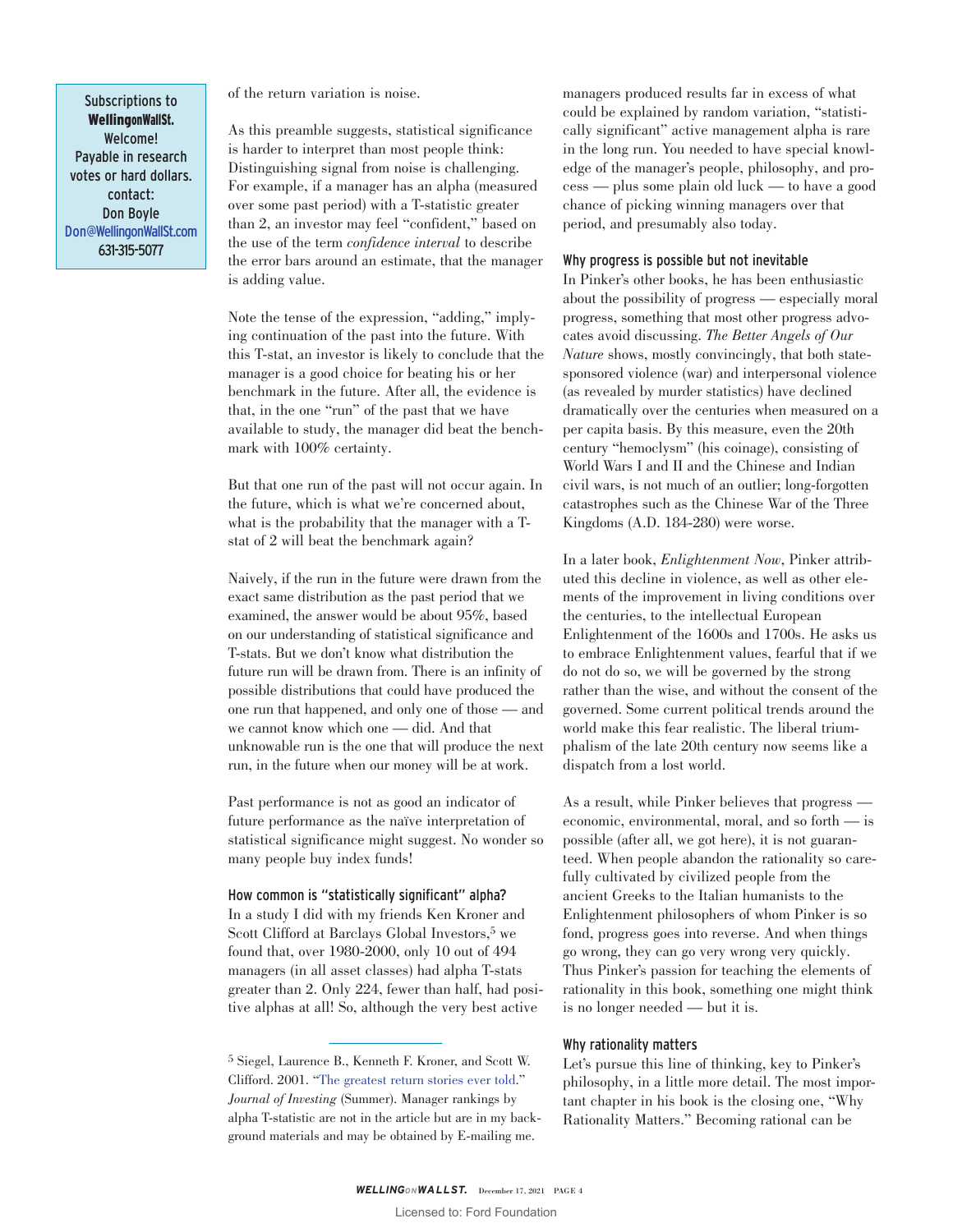of the return variation is noise.

As this preamble suggests, statistical significance is harder to interpret than most people think: Distinguishing signal from noise is challenging. For example, if a manager has an alpha (measured over some past period) with a T-statistic greater than 2, an investor may feel "confident," based on the use of the term *confidence interval* to describe the error bars around an estimate, that the manager is adding value.

Note the tense of the expression, "adding," implying continuation of the past into the future. With this T-stat, an investor is likely to conclude that the manager is a good choice for beating his or her benchmark in the future. After all, the evidence is that, in the one "run" of the past that we have available to study, the manager did beat the benchmark with 100% certainty.

But that one run of the past will not occur again. In the future, which is what we're concerned about, what is the probability that the manager with a T-stat of 2 will beat the benchmark again?

Naively, if the run in the future were drawn from the exact same distribution as the past period that we examined, the answer would be about 95%, based on our understanding of statistical significance and T-stats. But we don't know what distribution the future run will be drawn from. There is an infinity of possible distributions that could have produced the one run that happened, and only one of those — and we cannot know which one — did. And that unknowable run is the one that will produce the next run, in the future when our money will be at work.

Past performance is not as good an indicator of future performance as the naïve interpretation of statistical significance might suggest. No wonder so many people buy index funds!

### How common is "statistically significant" alpha?

In a study I did with my friends Ken Kroner and Scott Clifford at Barclays Global Investors,[5] we found that, over 1980-2000, only 10 out of 494 managers (in all asset classes) had alpha T-stats greater than 2. Only 224, fewer than half, had positive alphas at all! So, although the very best active managers produced results far in excess of what could be explained by random variation, "statistically significant" active management alpha is rare in the long run. You needed to have special knowledge of the manager's people, philosophy, and process — plus some plain old luck — to have a good chance of picking winning managers over that period, and presumably also today.

### Why progress is possible but not inevitable

In Pinker's other books, he has been enthusiastic about the possibility of progress — especially moral progress, something that most other progress advocates avoid discussing. *The Better Angels of Our Nature* shows, mostly convincingly, that both state-sponsored violence (war) and interpersonal violence (as revealed by murder statistics) have declined dramatically over the centuries when measured on a per capita basis. By this measure, even the 20th century "hemoclysm" (his coinage), consisting of World Wars I and II and the Chinese and Indian civil wars, is not much of an outlier; long-forgotten catastrophes such as the Chinese War of the Three Kingdoms (A.D. 184-280) were worse.

In a later book, *Enlightenment Now*, Pinker attributed this decline in violence, as well as other elements of the improvement in living conditions over the centuries, to the intellectual European Enlightenment of the 1600s and 1700s. He asks us to embrace Enlightenment values, fearful that if we do not do so, we will be governed by the strong rather than the wise, and without the consent of the governed. Some current political trends around the world make this fear realistic. The liberal triumphalism of the late 20th century now seems like a dispatch from a lost world.

As a result, while Pinker believes that progress — economic, environmental, moral, and so forth — is possible (after all, we got here), it is not guaranteed. When people abandon the rationality so carefully cultivated by civilized people from the ancient Greeks to the Italian humanists to the Enlightenment philosophers of whom Pinker is so fond, progress goes into reverse. And when things go wrong, they can go very wrong very quickly. Thus Pinker's passion for teaching the elements of rationality in this book, something one might think is no longer needed — but it is.

### Why rationality matters

Let's pursue this line of thinking, key to Pinker's philosophy, in a little more detail. The most important chapter in his book is the closing one, "Why Rationality Matters." Becoming rational can be

---

[5] Siegel, Laurence B., Kenneth F. Kroner, and Scott W. Clifford. 2001. "The greatest return stories ever told." *Journal of Investing* (Summer). Manager rankings by alpha T-statistic are not in the article but are in my background materials and may be obtained by E-mailing me.

Subscriptions to **WellingonWallSt.** Welcome! Payable in research votes or hard dollars. contact: Don Boyle Don@WellingonWallSt.com 631-315-5077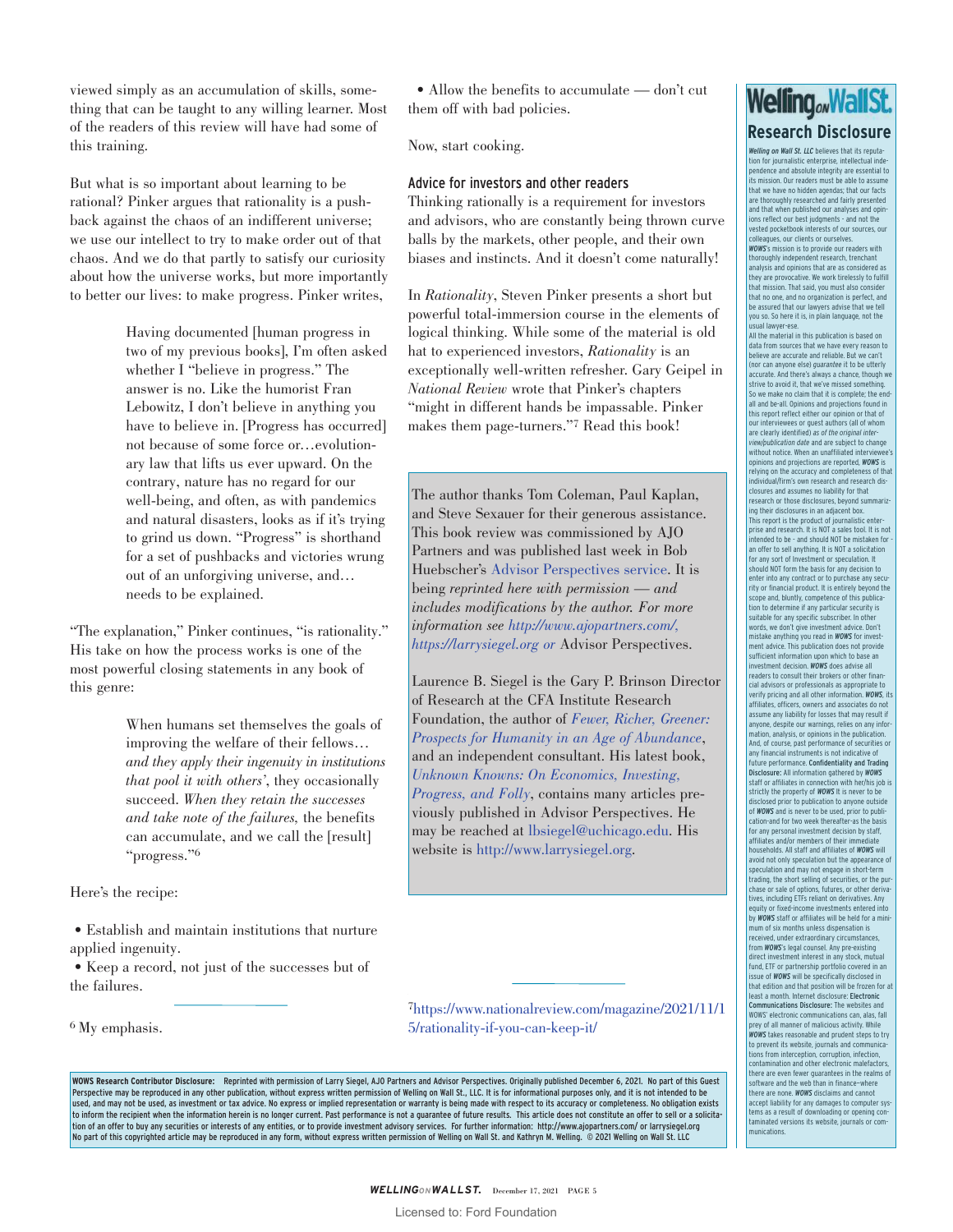viewed simply as an accumulation of skills, something that can be taught to any willing learner. Most of the readers of this review will have had some of this training.

But what is so important about learning to be rational? Pinker argues that rationality is a pushback against the chaos of an indifferent universe; we use our intellect to try to make order out of that chaos. And we do that partly to satisfy our curiosity about how the universe works, but more importantly to better our lives: to make progress. Pinker writes,

> Having documented [human progress in two of my previous books], I'm often asked whether I "believe in progress." The answer is no. Like the humorist Fran Lebowitz, I don't believe in anything you have to believe in. [Progress has occurred] not because of some force or…evolutionary law that lifts us ever upward. On the contrary, nature has no regard for our well-being, and often, as with pandemics and natural disasters, looks as if it's trying to grind us down. "Progress" is shorthand for a set of pushbacks and victories wrung out of an unforgiving universe, and… needs to be explained.

"The explanation," Pinker continues, "is rationality." His take on how the process works is one of the most powerful closing statements in any book of this genre:

> When humans set themselves the goals of improving the welfare of their fellows… *and they apply their ingenuity in institutions that pool it with others'*, they occasionally succeed. *When they retain the successes and take note of the failures*, the benefits can accumulate, and we call the [result] "progress."[6]

Here's the recipe:

- Establish and maintain institutions that nurture applied ingenuity.
- Keep a record, not just of the successes but of the failures.
- Allow the benefits to accumulate — don't cut them off with bad policies.

[6] My emphasis.

Now, start cooking.

### Advice for investors and other readers

Thinking rationally is a requirement for investors and advisors, who are constantly being thrown curve balls by the markets, other people, and their own biases and instincts. And it doesn't come naturally!

In *Rationality*, Steven Pinker presents a short but powerful total-immersion course in the elements of logical thinking. While some of the material is old hat to experienced investors, *Rationality* is an exceptionally well-written refresher. Gary Geipel in *National Review* wrote that Pinker's chapters "might in different hands be impassable. Pinker makes them page-turners."[7] Read this book!

The author thanks Tom Coleman, Paul Kaplan, and Steve Sexauer for their generous assistance. This book review was commissioned by AJO Partners and was published last week in Bob Huebscher's Advisor Perspectives service. It is being *reprinted here with permission — and includes modifications by the author. For more information see http://www.ajopartners.com/, https://larrysiegel.org or* Advisor Perspectives.

Laurence B. Siegel is the Gary P. Brinson Director of Research at the CFA Institute Research Foundation, the author of *Fewer, Richer, Greener: Prospects for Humanity in an Age of Abundance*, and an independent consultant. His latest book, *Unknown Knowns: On Economics, Investing, Progress, and Folly*, contains many articles previously published in Advisor Perspectives. He may be reached at lbsiegel@uchicago.edu. His website is http://www.larrysiegel.org.

[7] https://www.nationalreview.com/magazine/2021/11/15/rationality-if-you-can-keep-it/

**WOWS Research Contributor Disclosure:** Reprinted with permission of Larry Siegel, AJO Partners and Advisor Perspectives. Originally published December 6, 2021. No part of this Guest Perspective may be reproduced in any other publication, without express written permission of Welling on Wall St., LLC. It is for informational purposes only, and it is not intended to be used, and may not be used, as investment or tax advice. No express or implied representation or warranty is being made with respect to its accuracy or completeness. No obligation exists to inform the recipient when the information herein is no longer current. Past performance is not a guarantee of future results. This article does not constitute an offer to sell or a solicitation of an offer to buy any securities or interests of any entities, or to provide investment advisory services. For further information: http://www.ajopartners.com/ or larrysiegel.org No part of this copyrighted article may be reproduced in any form, without express written permission of Welling on Wall St. and Kathryn M. Welling. © 2021 Welling on Wall St. LLC

## Welling on Wall St. Research Disclosure

***Welling on Wall St. LLC*** believes that its reputation for journalistic enterprise, intellectual independence and absolute integrity are essential to its mission. Our readers must be able to assume that we have no hidden agendas; that our facts are thoroughly researched and fairly presented and that when published our analyses and opinions reflect our best judgments - and not the vested pocketbook interests of our sources, our colleagues, our clients or ourselves. ***WOWS***'s mission is to provide our readers with thoroughly independent research, trenchant analysis and opinions that are as considered as they are provocative. We work tirelessly to fulfill that mission. That said, you must also consider that no one, and no organization is perfect, and be assured that our lawyers advise that we tell you so. So here it is, in plain language, not the usual lawyer-ese. All the material in this publication is based on data from sources that we have every reason to believe are accurate and reliable. But we can't (nor can anyone else) *guarantee* it to be utterly accurate. And there's always a chance, though we strive to avoid it, that we've missed something. So we make no claim that it is complete; the end-all and be-all. Opinions and projections found in this report reflect either our opinion or that of our interviewees or guest authors (all of whom are clearly identified) *as of the original interview/publication date* and are subject to change without notice. When an unaffiliated interviewee's opinions and projections are reported, ***WOWS*** is relying on the accuracy and completeness of that individual/firm's own research and research disclosures and assumes no liability for that research or those disclosures, beyond summarizing their disclosures in an adjacent box. This report is the product of journalistic enterprise and research. It is NOT a sales tool. It is not intended to be - and should NOT be mistaken for - an offer to sell anything. It is NOT a solicitation for any sort of Investment or speculation. It should NOT form the basis for any decision to enter into any contract or to purchase any security or financial product. It is entirely beyond the scope and, bluntly, competence of this publication to determine if any particular security is suitable for any specific subscriber. In other words, we don't give investment advice. Don't mistake anything you read in ***WOWS*** for investment advice. This publication does not provide sufficient information upon which to base an investment decision. ***WOWS*** does advise all readers to consult their brokers or other financial advisors or professionals as appropriate to verify pricing and all other information. ***WOWS***, its affiliates, officers, owners and associates do not assume any liability for losses that may result if anyone, despite our warnings, relies on any information, analysis, or opinions in the publication. And, of course, past performance of securities or any financial instruments is not indicative of future performance. **Confidentiality and Trading Disclosure:** All information gathered by ***WOWS*** staff or affiliates in connection with her/his job is strictly the property of ***WOWS*** It is never to be disclosed prior to publication to anyone outside of ***WOWS*** and is never to be used, prior to publication-and for two week thereafter-as the basis for any personal investment decision by staff, affiliates and/or members of their immediate households. All staff and affiliates of ***WOWS*** will avoid not only speculation but the appearance of speculation and may not engage in short-term trading, the short selling of securities, or the purchase or sale of options, futures, or other derivatives, including ETFs reliant on derivatives. Any equity or fixed-income investments entered into by ***WOWS*** staff or affiliates will be held for a minimum of six months unless dispensation is received, under extraordinary circumstances, from ***WOWS***'s legal counsel. Any pre-existing direct investment interest in any stock, mutual fund, ETF or partnership portfolio covered in an issue of ***WOWS*** will be specifically disclosed in that edition and that position will be frozen for at least a month. Internet disclosure: **Electronic Communications Disclosure:** The websites and WOWS' electronic communications can, alas, fall prey of all manner of malicious activity. While ***WOWS*** takes reasonable and prudent steps to try to prevent its website, journals and communications from interception, corruption, infection, contamination and other electronic malefactors, there are even fewer guarantees in the realms of software and the web than in finance—where there are none. ***WOWS*** disclaims and cannot accept liability for any damages to computer systems as a result of downloading or opening contaminated versions its website, journals or communications.

Licensed to: Ford Foundation